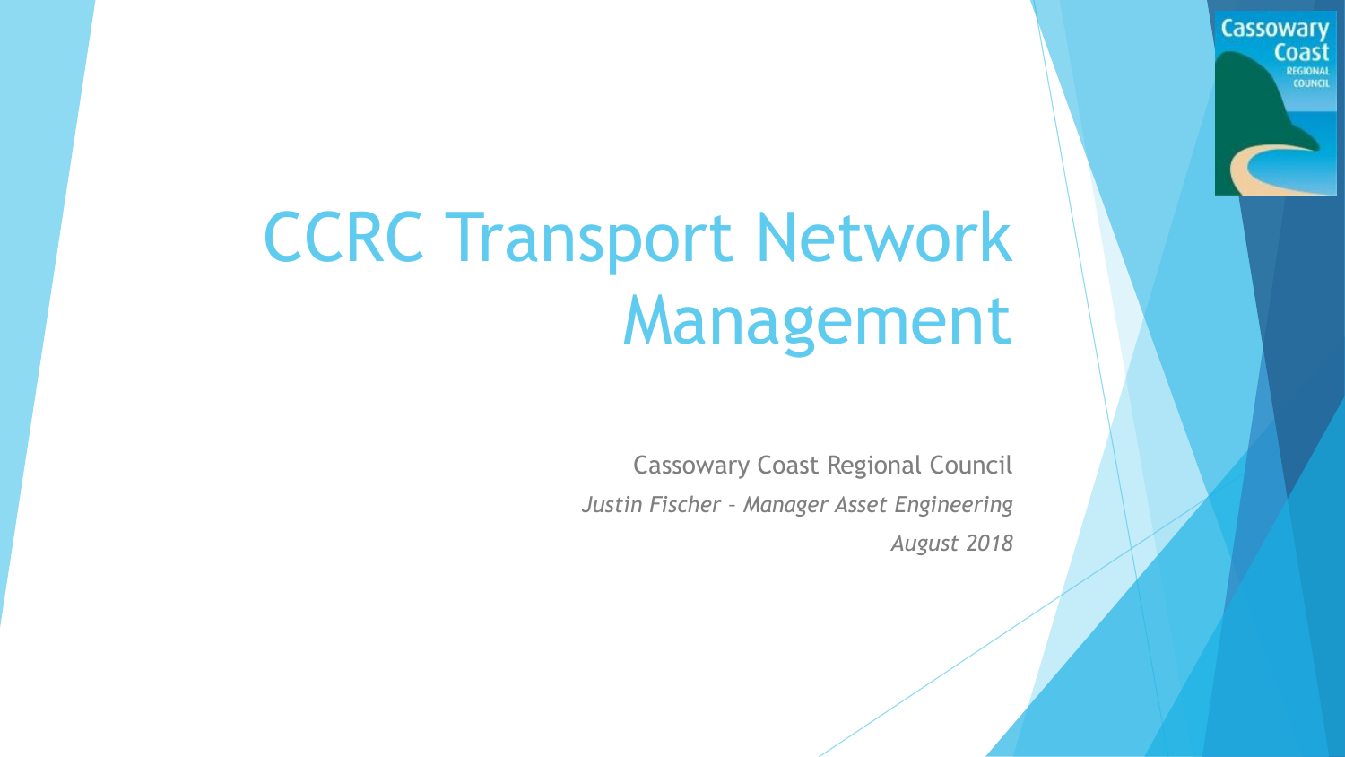# CCRC Transport Network Management

Cassowary Coast Regional Council

*Justin Fischer – Manager Asset Engineering*

*August 2018*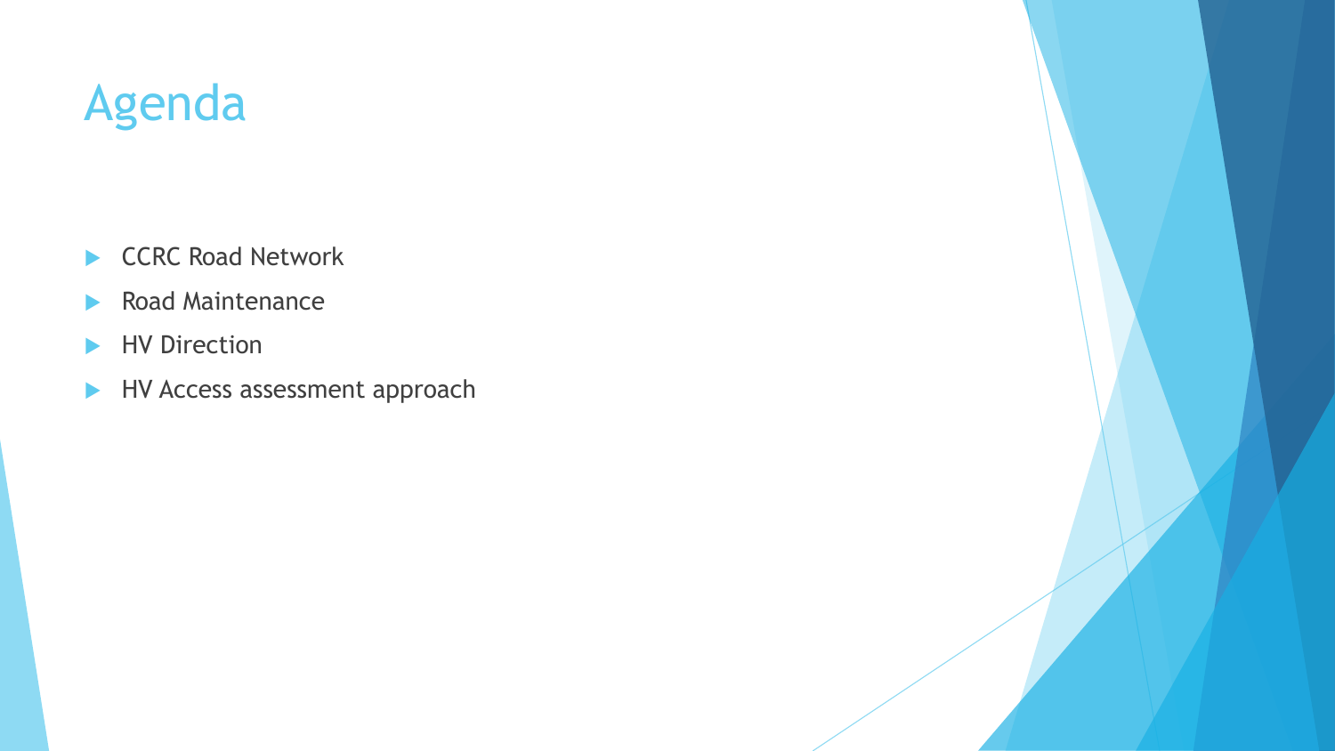# Agenda

- CCRC Road Network
- Road Maintenance
- HV Direction
- HV Access assessment approach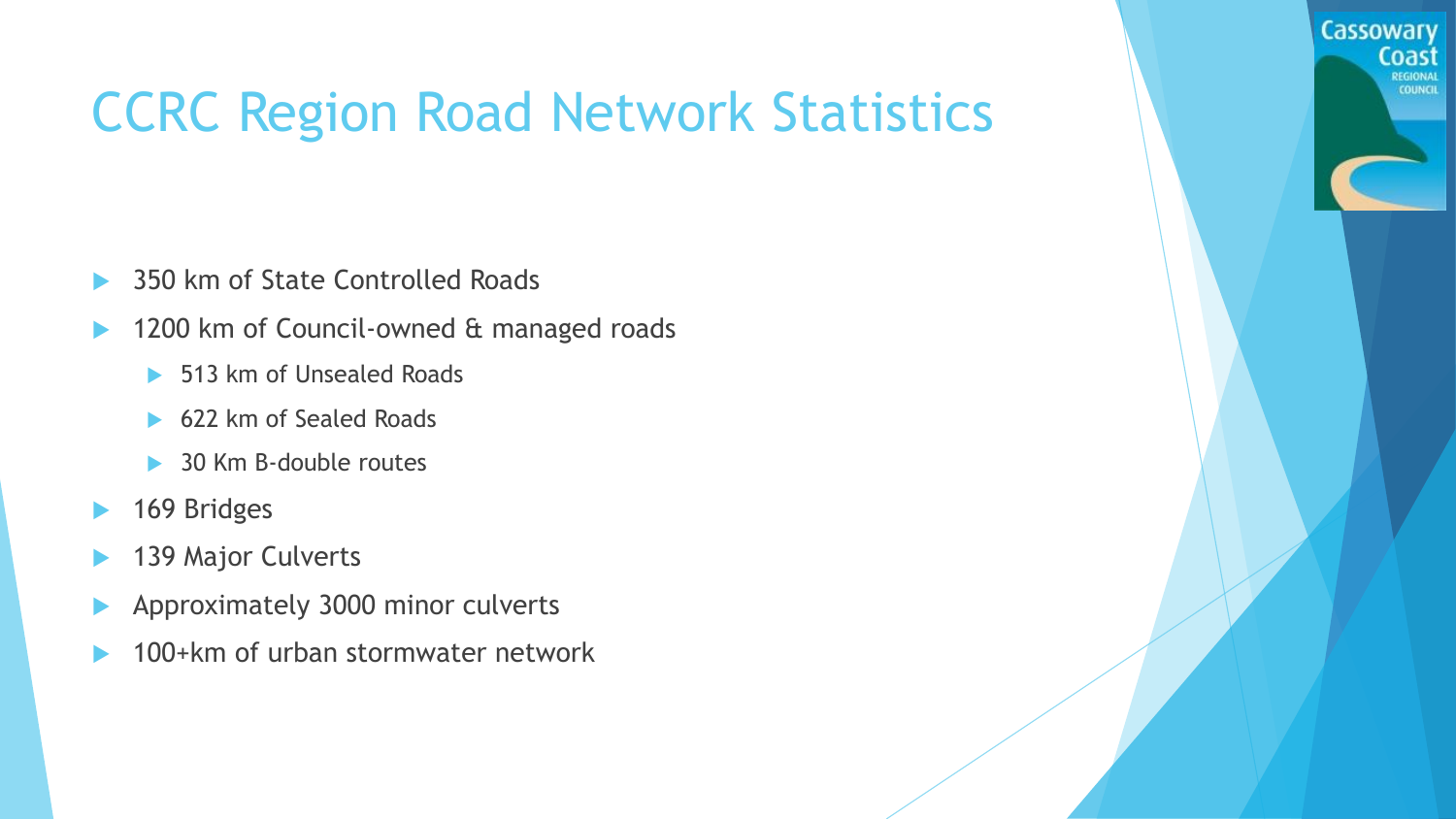# CCRC Region Road Network Statistics

- 350 km of State Controlled Roads
- 1200 km of Council-owned & managed roads
  - 513 km of Unsealed Roads
  - 622 km of Sealed Roads
  - 30 Km B-double routes
- 169 Bridges
- 139 Major Culverts
- Approximately 3000 minor culverts
- 100+km of urban stormwater network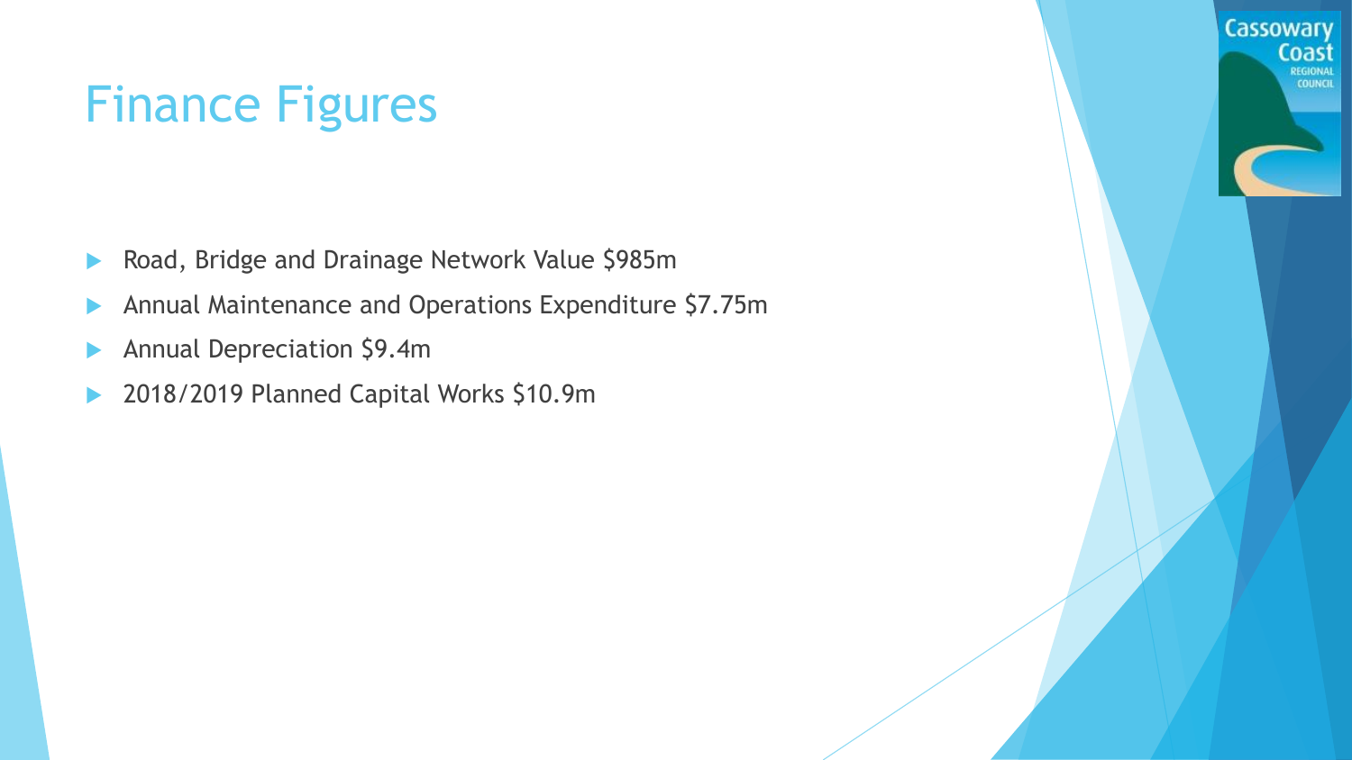# Finance Figures

- Road, Bridge and Drainage Network Value $985m
- Annual Maintenance and Operations Expenditure $7.75m
- Annual Depreciation $9.4m
- 2018/2019 Planned Capital Works $10.9m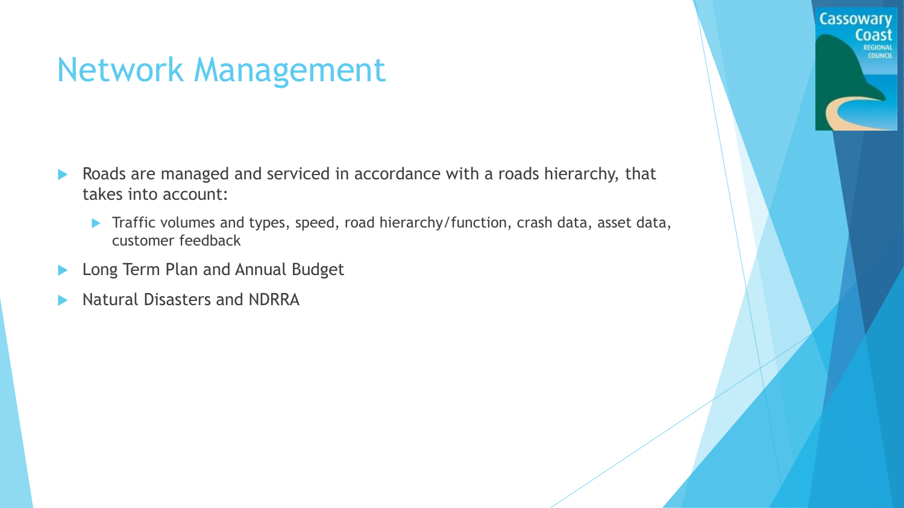# Network Management

- Roads are managed and serviced in accordance with a roads hierarchy, that takes into account:
  - Traffic volumes and types, speed, road hierarchy/function, crash data, asset data, customer feedback
- Long Term Plan and Annual Budget
- Natural Disasters and NDRRA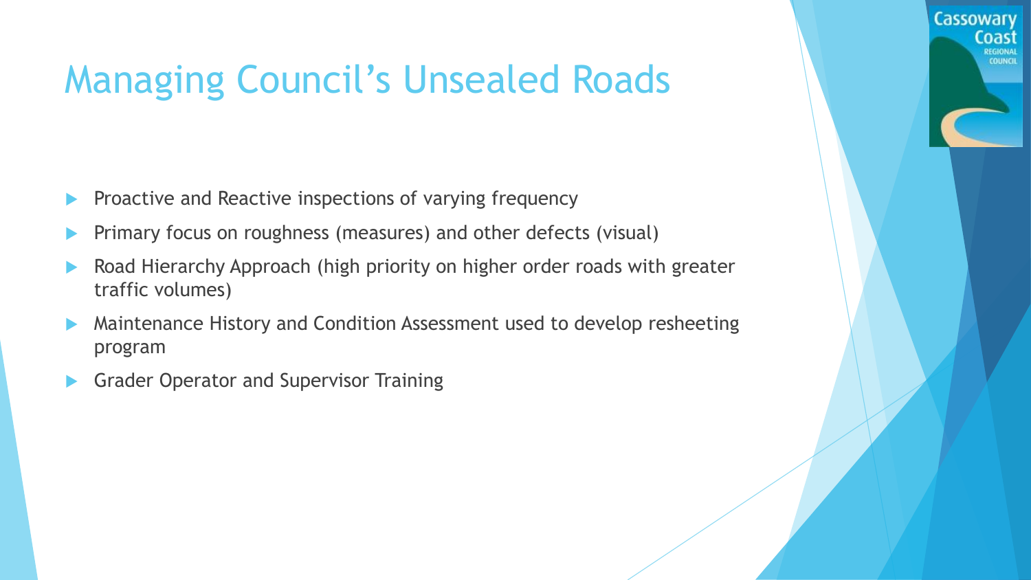# Managing Council's Unsealed Roads

- Proactive and Reactive inspections of varying frequency
- Primary focus on roughness (measures) and other defects (visual)
- Road Hierarchy Approach (high priority on higher order roads with greater traffic volumes)
- Maintenance History and Condition Assessment used to develop resheeting program
- Grader Operator and Supervisor Training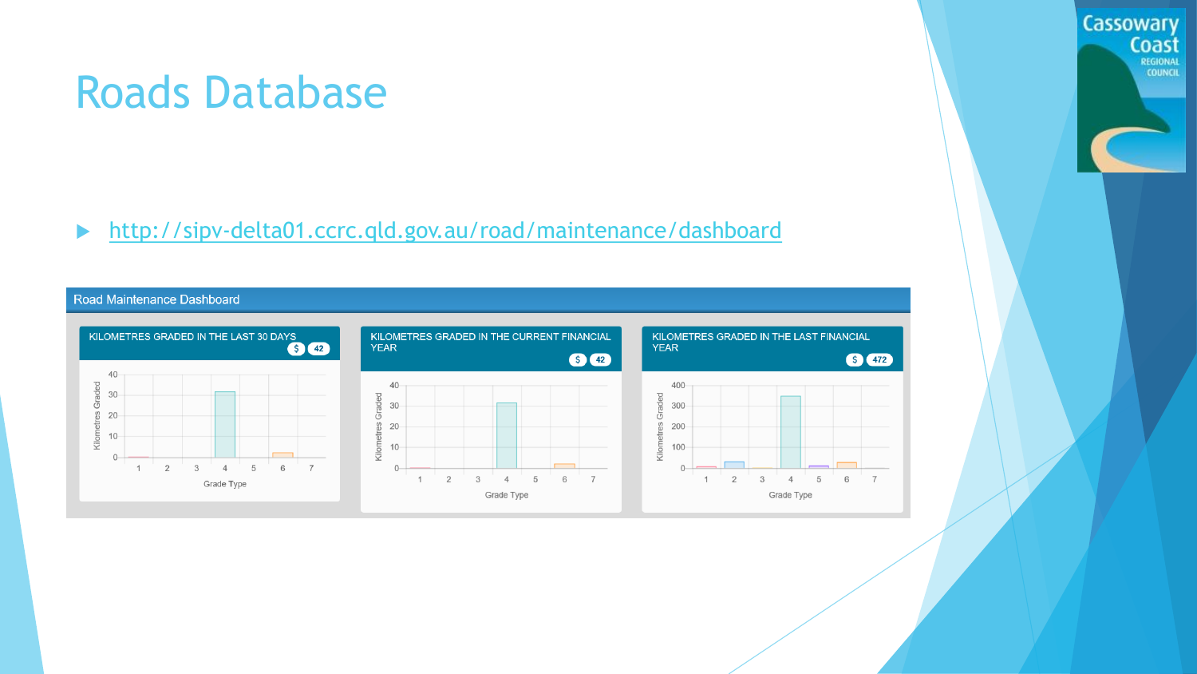# Roads Database

- http://sipv-delta01.ccrc.qld.gov.au/road/maintenance/dashboard

Road Maintenance Dashboard

KILOMETRES GRADED IN THE LAST 30 DAYS $ 42

KILOMETRES GRADED IN THE CURRENT FINANCIAL YEAR $ 42

KILOMETRES GRADED IN THE LAST FINANCIAL YEAR $ 472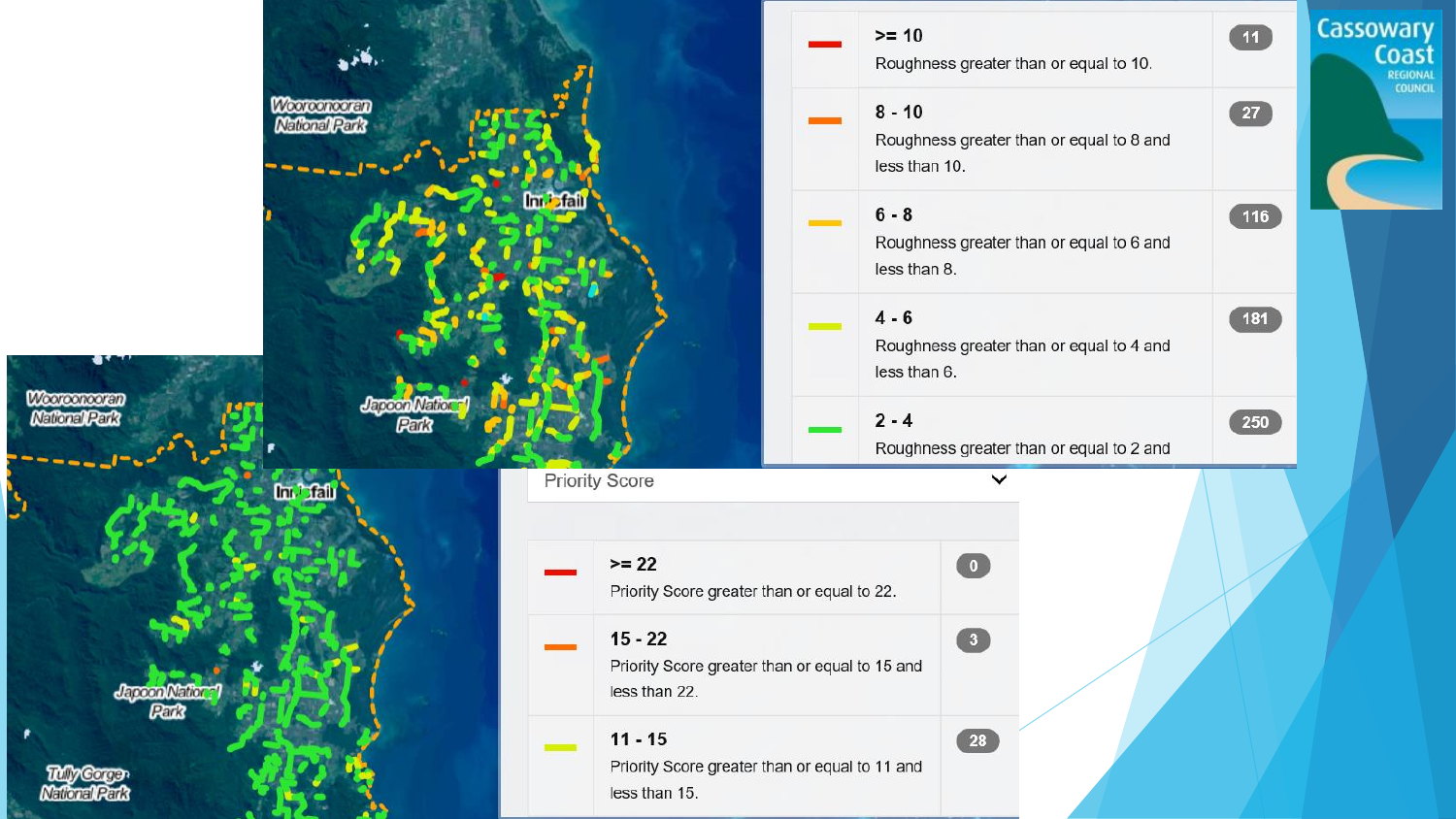Wooroonooran National Park

Innisfail

Japoon National Park

| | Roughness | Count |
|---|---|---|
| | **>= 10** Roughness greater than or equal to 10. | 11 |
| | **8 - 10** Roughness greater than or equal to 8 and less than 10. | 27 |
| | **6 - 8** Roughness greater than or equal to 6 and less than 8. | 116 |
| | **4 - 6** Roughness greater than or equal to 4 and less than 6. | 181 |
| | **2 - 4** Roughness greater than or equal to 2 and | 250 |

Cassowary Coast REGIONAL COUNCIL

Wooroonooran National Park

Innisfail

Japoon National Park

Tully Gorge National Park

Priority Score

| | Priority Score | Count |
|---|---|---|
| | **>= 22** Priority Score greater than or equal to 22. | 0 |
| | **15 - 22** Priority Score greater than or equal to 15 and less than 22. | 3 |
| | **11 - 15** Priority Score greater than or equal to 11 and less than 15. | 28 |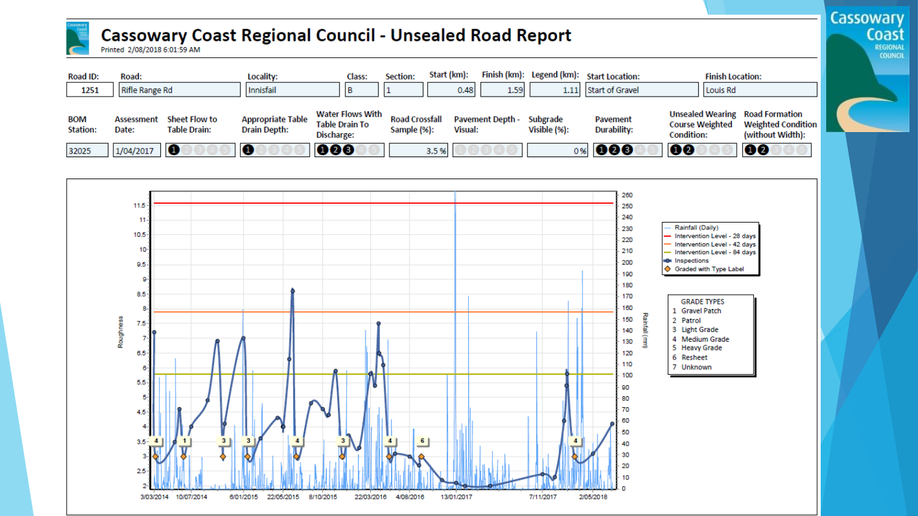# Cassowary Coast Regional Council - Unsealed Road Report

Printed 2/08/2018 6:01:59 AM

| Road ID: | Road: | Locality: | Class: | Section: | Start (km): | Finish (km): | Legend (km): | Start Location: | Finish Location: |
|---|---|---|---|---|---|---|---|---|---|
| 1251 | Rifle Range Rd | Innisfail | B | 1 | 0.48 | 1.59 | 1.11 | Start of Gravel | Louis Rd |

| BOM Station: | Assessment Date: | Sheet Flow to Table Drain: | Appropriate Table Drain Depth: | Water Flows With Table Drain To Discharge: | Road Crossfall Sample (%): | Pavement Depth - Visual: | Subgrade Visible (%): | Pavement Durability: | Unsealed Wearing Course Weighted Condition: | Road Formation Weighted Condition (without Width): |
|---|---|---|---|---|---|---|---|---|---|---|
| 32025 | 1/04/2017 | 1 | 1 | 3 | 3.5 % | | 0 % | 3 | 2 | 2 |

Legend:
- Rainfall (Daily)
- Intervention Level - 28 days
- Intervention Level - 42 days
- Intervention Level - 84 days
- Inspections
- Graded with Type Label

GRADE TYPES
1. Gravel Patch
2. Patrol
3. Light Grade
4. Medium Grade
5. Heavy Grade
6. Resheet
7. Unknown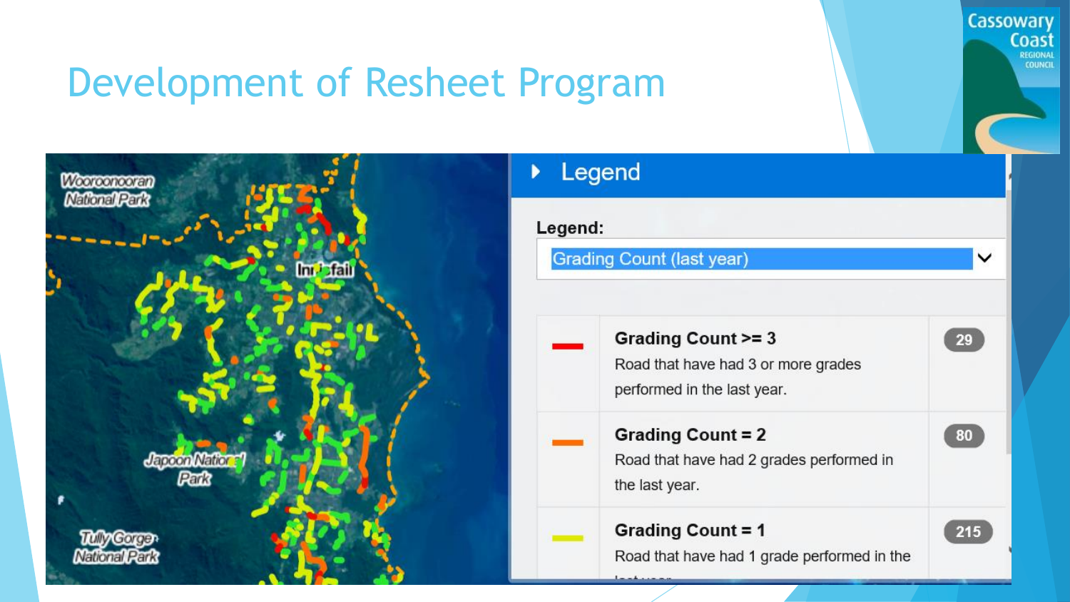# Development of Resheet Program

Wooroonooran National Park

Innisfail

Japoon National Park

Tully Gorge National Park

## Legend

**Legend:**

Grading Count (last year)

| | | |
|---|---|---|
| Red | **Grading Count >= 3** Road that have had 3 or more grades performed in the last year. | 29 |
| Orange | **Grading Count = 2** Road that have had 2 grades performed in the last year. | 80 |
| Yellow | **Grading Count = 1** Road that have had 1 grade performed in the last year. | 215 |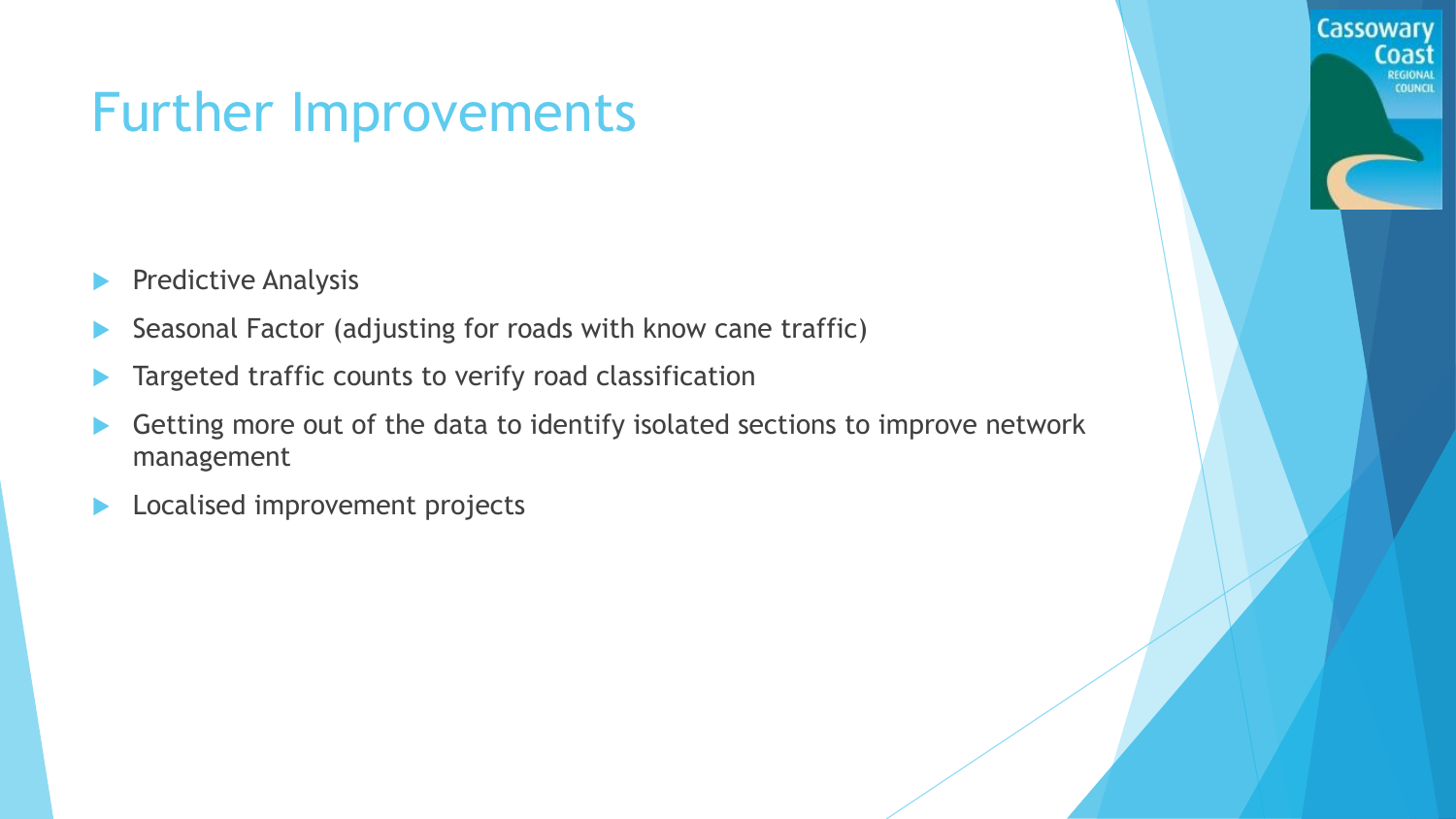# Further Improvements

- Predictive Analysis
- Seasonal Factor (adjusting for roads with know cane traffic)
- Targeted traffic counts to verify road classification
- Getting more out of the data to identify isolated sections to improve network management
- Localised improvement projects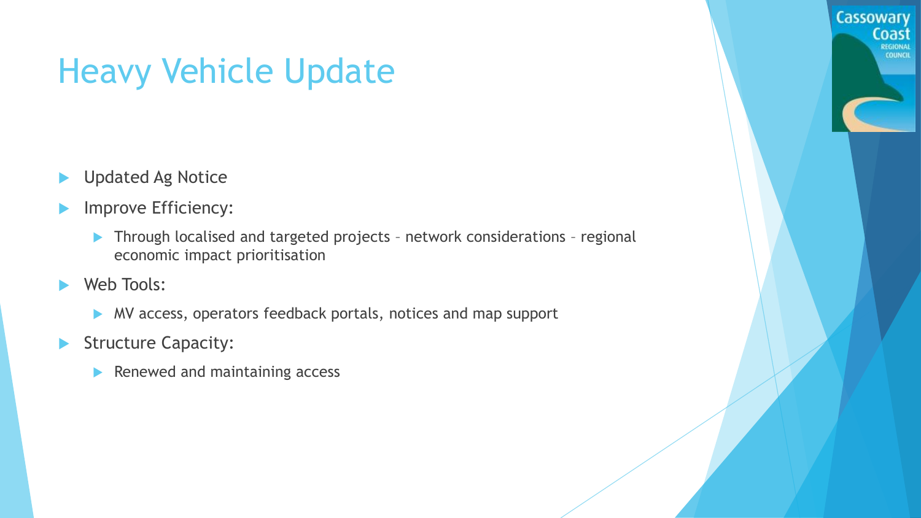# Heavy Vehicle Update

- Updated Ag Notice
- Improve Efficiency:
  - Through localised and targeted projects – network considerations – regional economic impact prioritisation
- Web Tools:
  - MV access, operators feedback portals, notices and map support
- Structure Capacity:
  - Renewed and maintaining access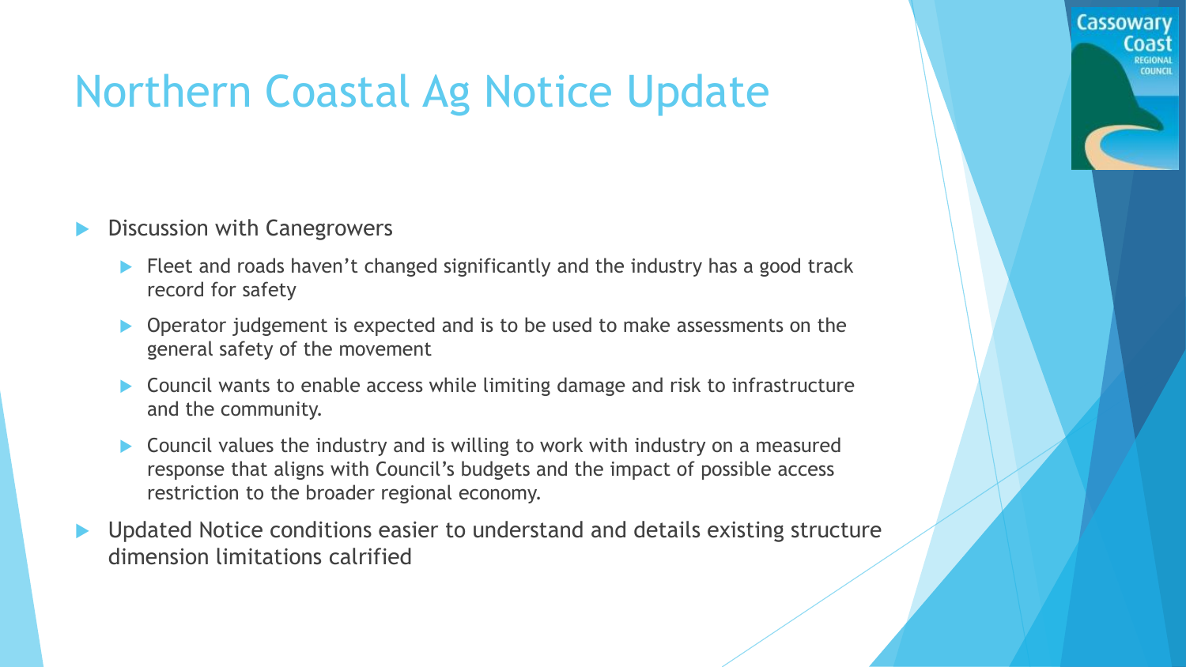# Northern Coastal Ag Notice Update

- Discussion with Canegrowers
  - Fleet and roads haven't changed significantly and the industry has a good track record for safety
  - Operator judgement is expected and is to be used to make assessments on the general safety of the movement
  - Council wants to enable access while limiting damage and risk to infrastructure and the community.
  - Council values the industry and is willing to work with industry on a measured response that aligns with Council's budgets and the impact of possible access restriction to the broader regional economy.
- Updated Notice conditions easier to understand and details existing structure dimension limitations calrified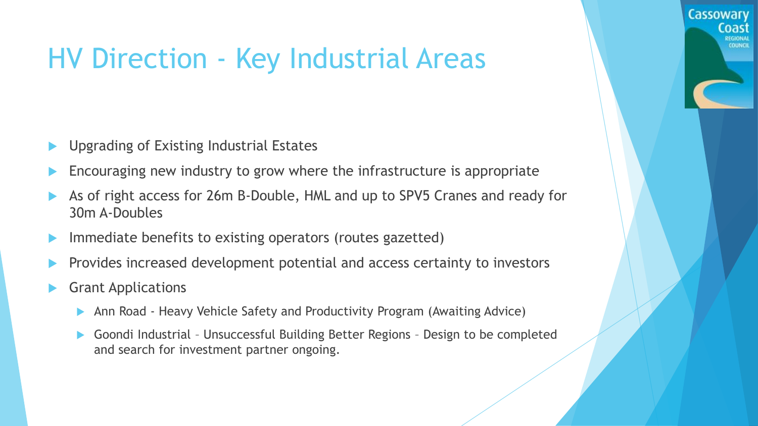# HV Direction - Key Industrial Areas

- Upgrading of Existing Industrial Estates
- Encouraging new industry to grow where the infrastructure is appropriate
- As of right access for 26m B-Double, HML and up to SPV5 Cranes and ready for 30m A-Doubles
- Immediate benefits to existing operators (routes gazetted)
- Provides increased development potential and access certainty to investors
- Grant Applications
  - Ann Road - Heavy Vehicle Safety and Productivity Program (Awaiting Advice)
  - Goondi Industrial – Unsuccessful Building Better Regions – Design to be completed and search for investment partner ongoing.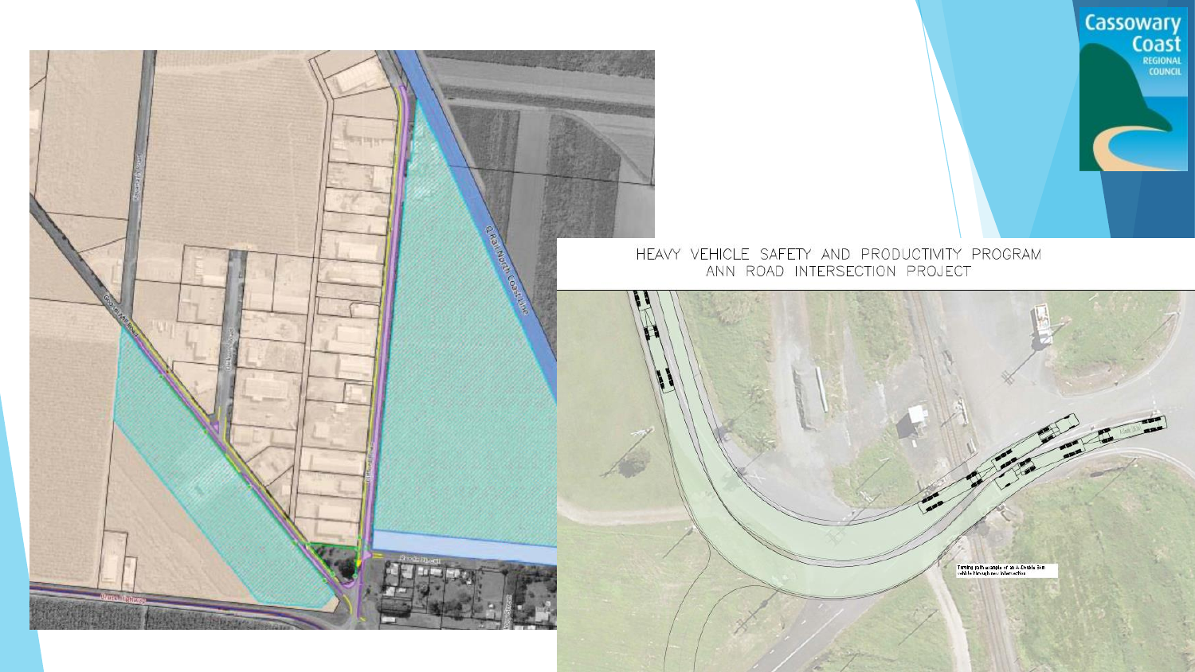HEAVY VEHICLE SAFETY AND PRODUCTIVITY PROGRAM
ANN ROAD INTERSECTION PROJECT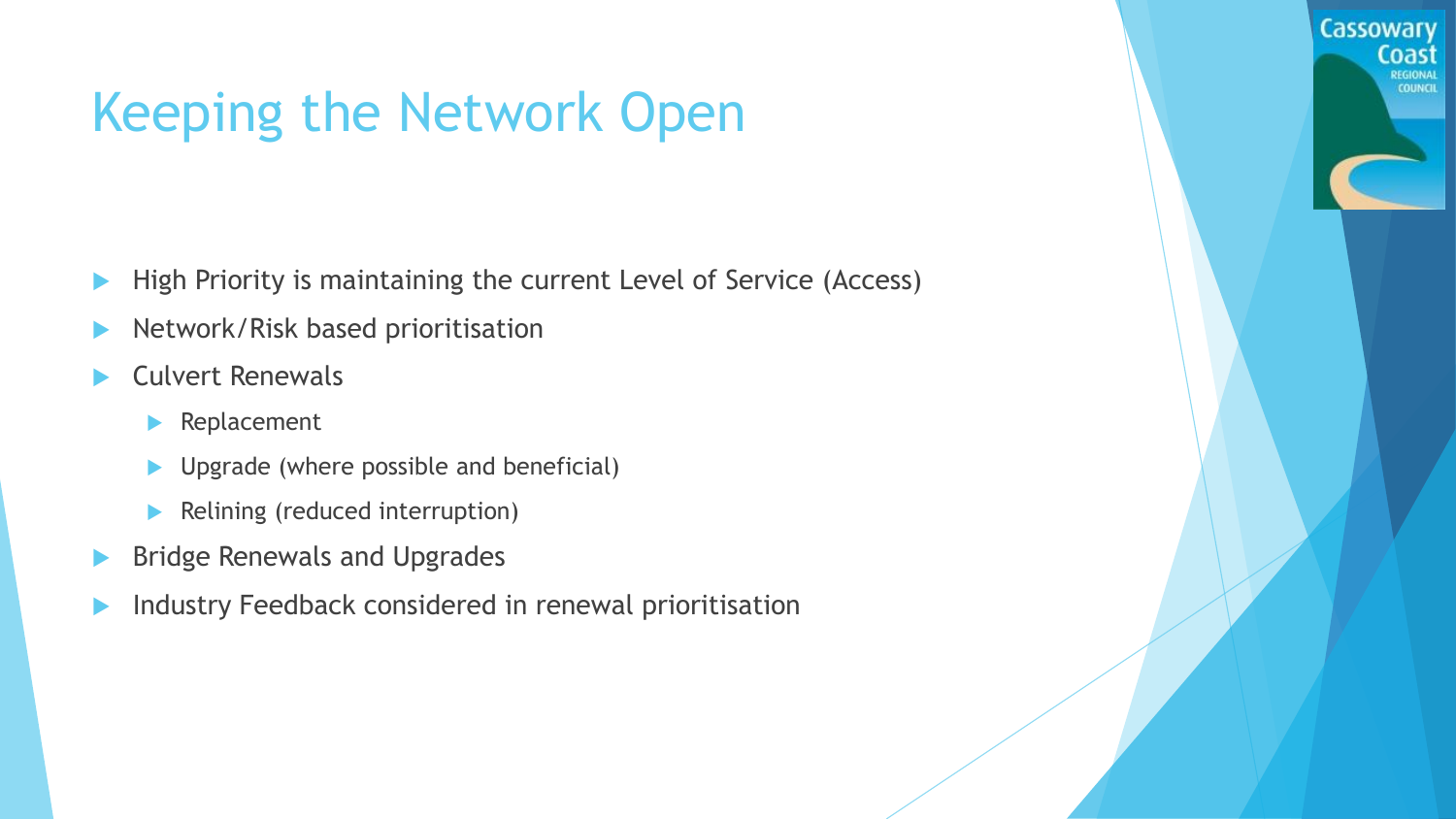# Keeping the Network Open

- High Priority is maintaining the current Level of Service (Access)
- Network/Risk based prioritisation
- Culvert Renewals
  - Replacement
  - Upgrade (where possible and beneficial)
  - Relining (reduced interruption)
- Bridge Renewals and Upgrades
- Industry Feedback considered in renewal prioritisation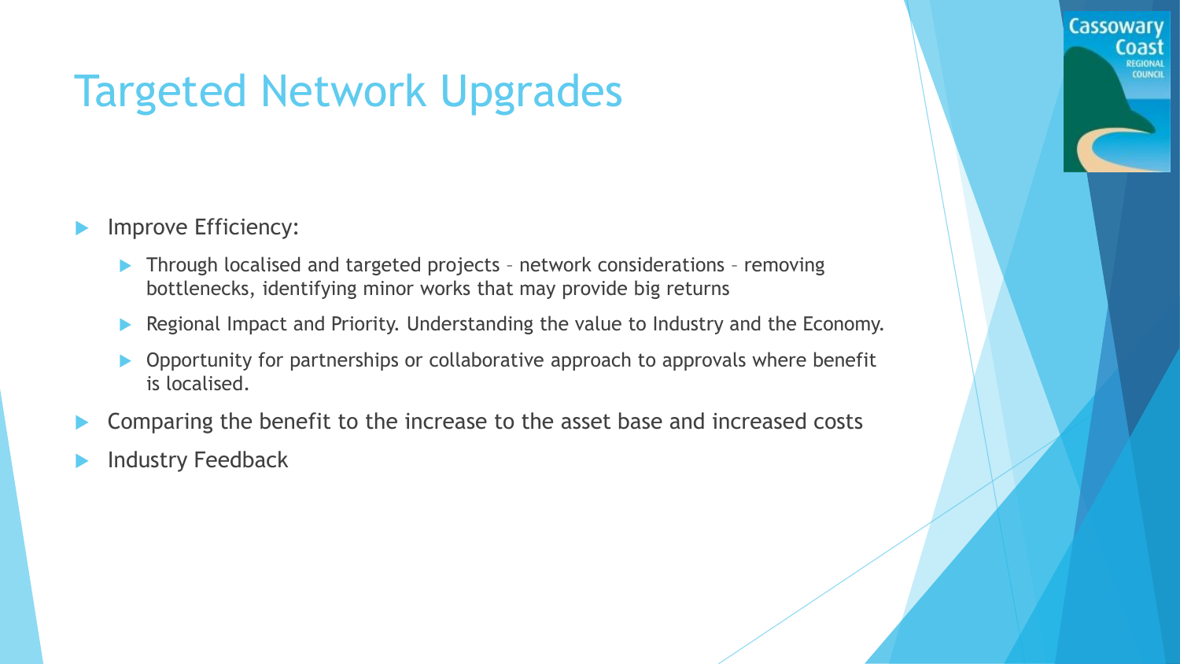# Targeted Network Upgrades

- Improve Efficiency:
  - Through localised and targeted projects – network considerations – removing bottlenecks, identifying minor works that may provide big returns
  - Regional Impact and Priority. Understanding the value to Industry and the Economy.
  - Opportunity for partnerships or collaborative approach to approvals where benefit is localised.
- Comparing the benefit to the increase to the asset base and increased costs
- Industry Feedback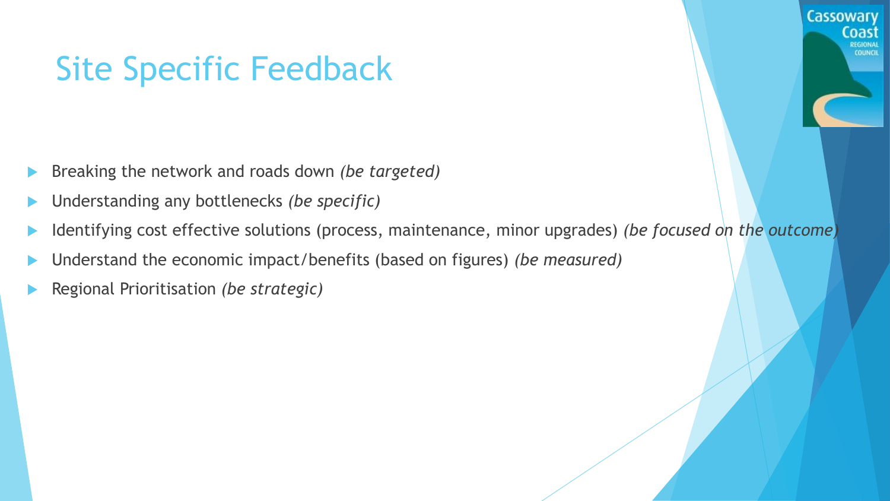# Site Specific Feedback

- Breaking the network and roads down *(be targeted)*
- Understanding any bottlenecks *(be specific)*
- Identifying cost effective solutions (process, maintenance, minor upgrades) *(be focused on the outcome)*
- Understand the economic impact/benefits (based on figures) *(be measured)*
- Regional Prioritisation *(be strategic)*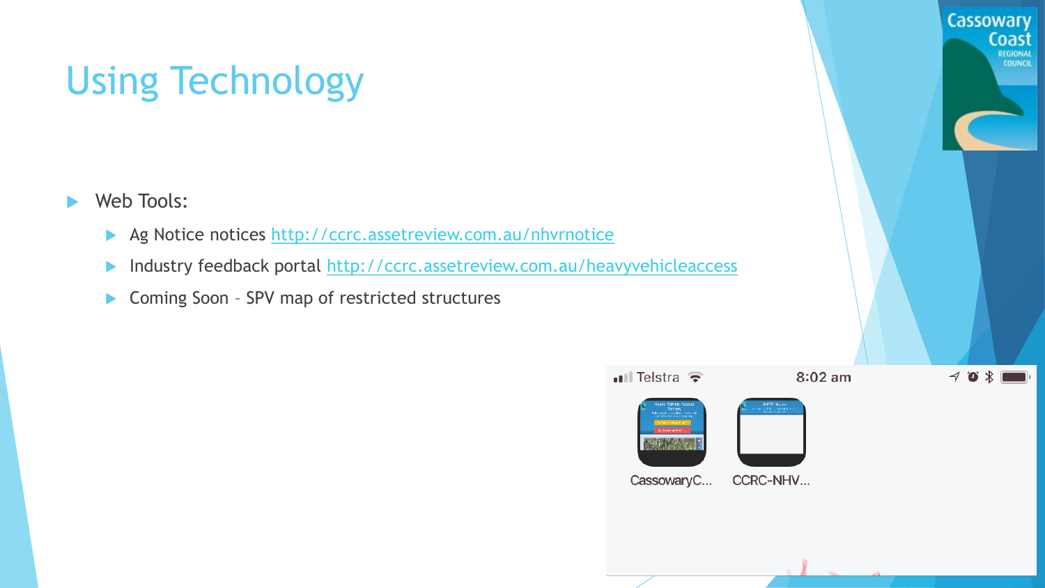# Using Technology

- Web Tools:
  - Ag Notice notices http://ccrc.assetreview.com.au/nhvrnotice
  - Industry feedback portal http://ccrc.assetreview.com.au/heavyvehicleaccess
  - Coming Soon – SPV map of restricted structures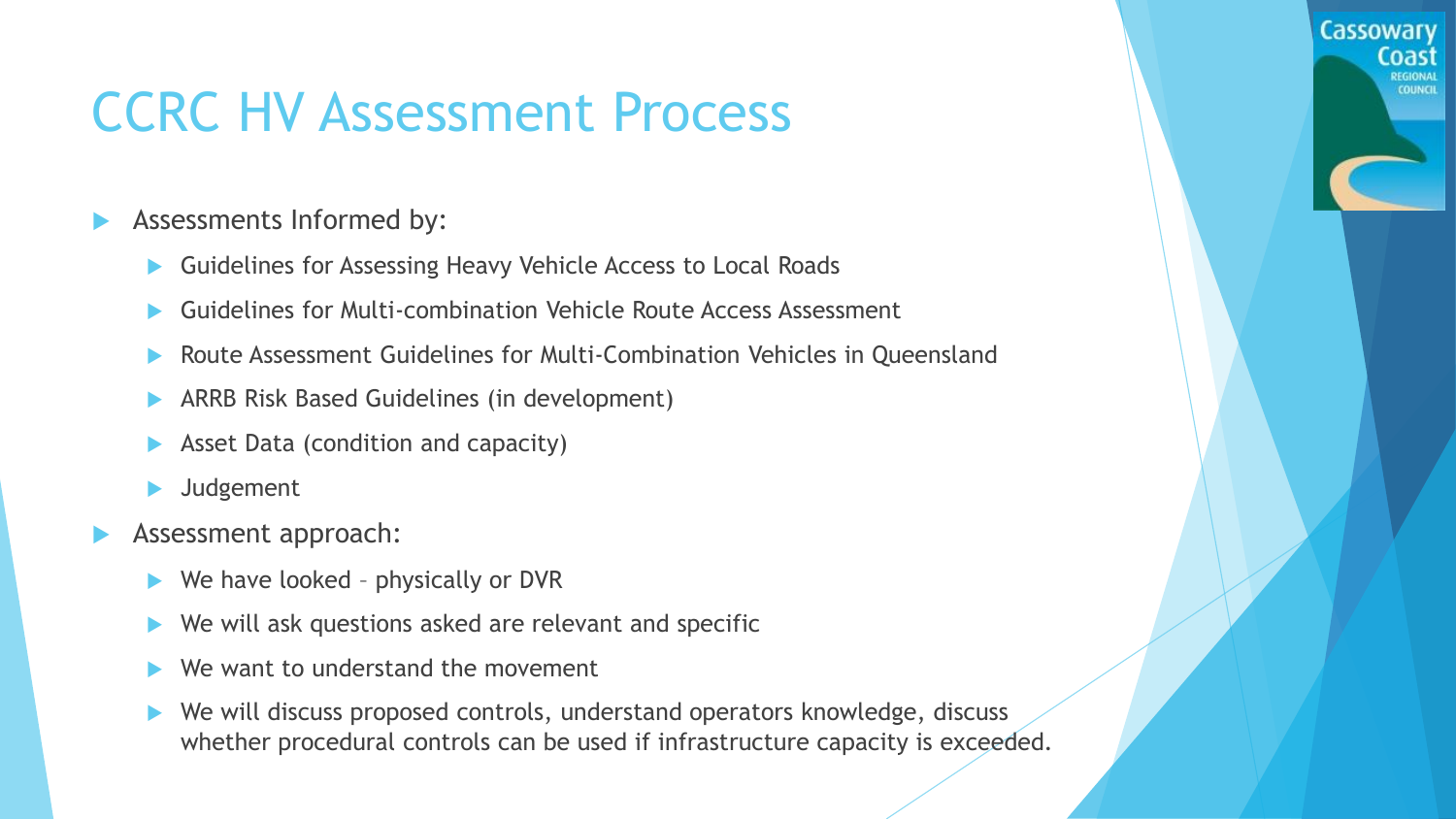# CCRC HV Assessment Process

- Assessments Informed by:
  - Guidelines for Assessing Heavy Vehicle Access to Local Roads
  - Guidelines for Multi-combination Vehicle Route Access Assessment
  - Route Assessment Guidelines for Multi-Combination Vehicles in Queensland
  - ARRB Risk Based Guidelines (in development)
  - Asset Data (condition and capacity)
  - Judgement
- Assessment approach:
  - We have looked – physically or DVR
  - We will ask questions asked are relevant and specific
  - We want to understand the movement
  - We will discuss proposed controls, understand operators knowledge, discuss whether procedural controls can be used if infrastructure capacity is exceeded.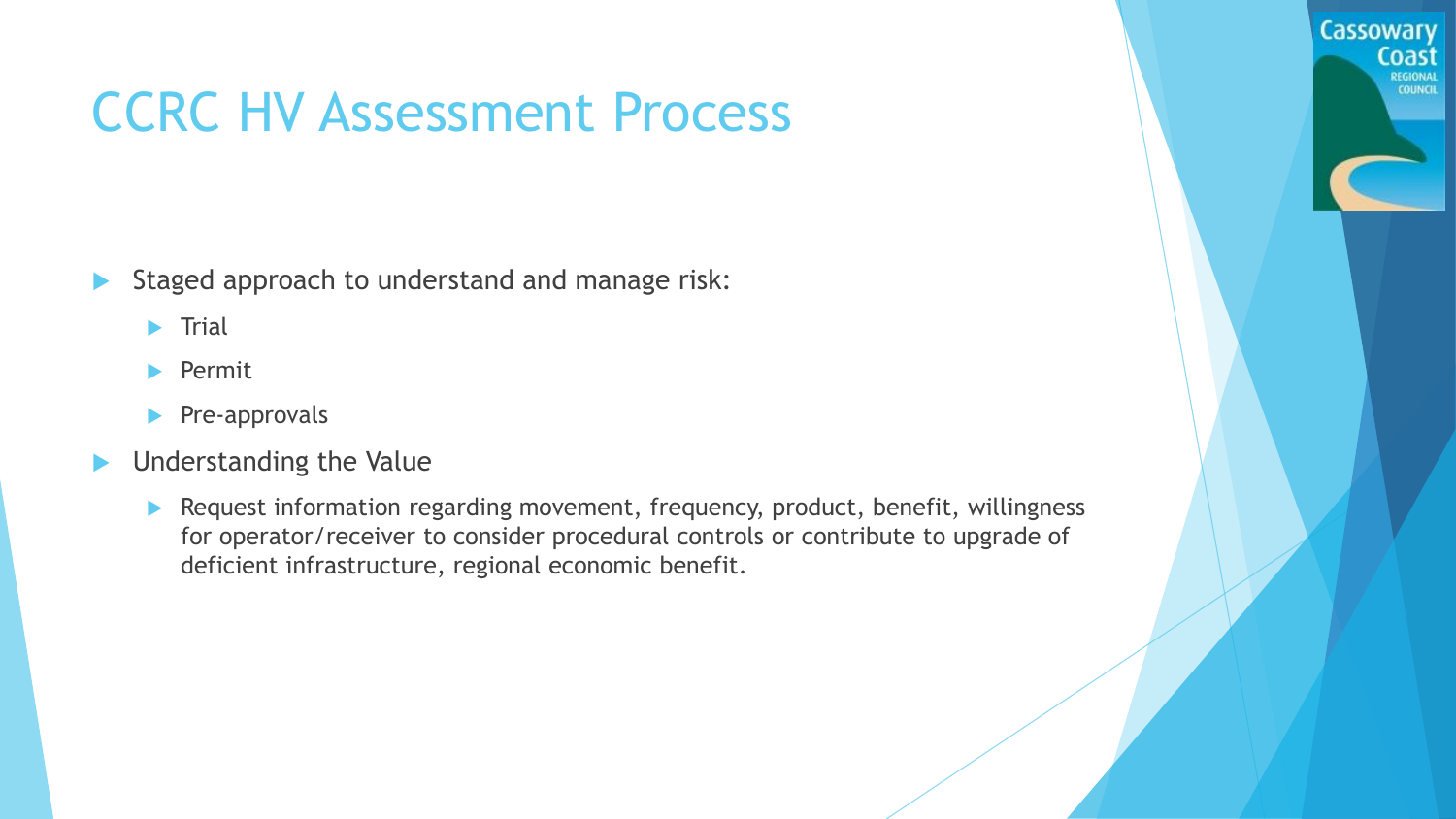# CCRC HV Assessment Process

- Staged approach to understand and manage risk:
  - Trial
  - Permit
  - Pre-approvals
- Understanding the Value
  - Request information regarding movement, frequency, product, benefit, willingness for operator/receiver to consider procedural controls or contribute to upgrade of deficient infrastructure, regional economic benefit.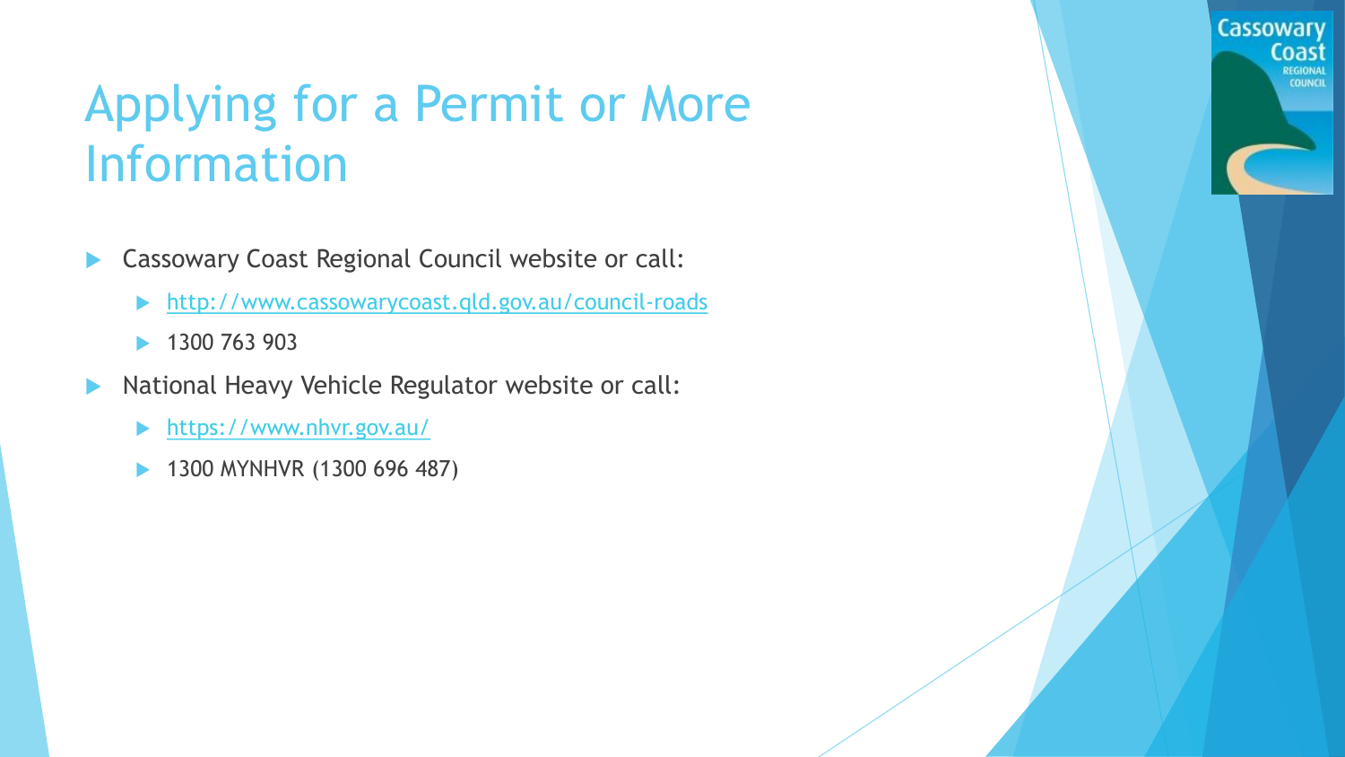# Applying for a Permit or More Information

- Cassowary Coast Regional Council website or call:
  - [http://www.cassowarycoast.qld.gov.au/council-roads](http://www.cassowarycoast.qld.gov.au/council-roads)
  - 1300 763 903
- National Heavy Vehicle Regulator website or call:
  - [https://www.nhvr.gov.au/](https://www.nhvr.gov.au/)
  - 1300 MYNHVR (1300 696 487)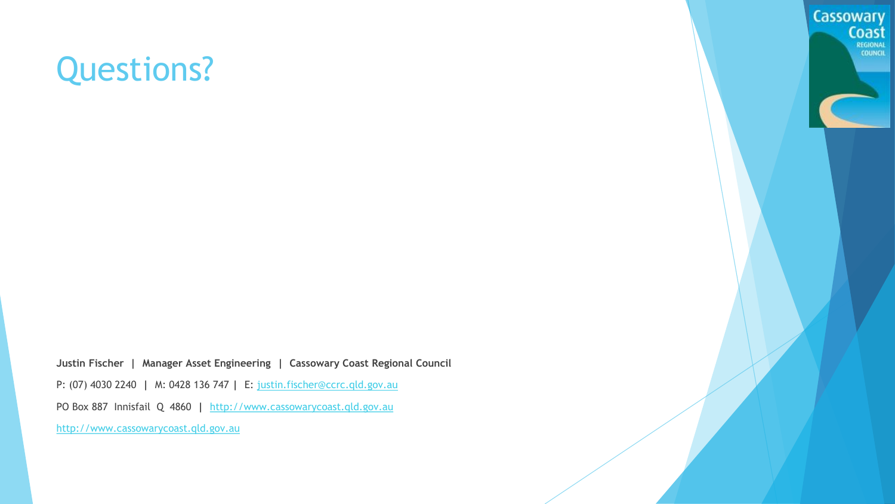# Questions?

**Justin Fischer | Manager Asset Engineering | Cassowary Coast Regional Council**

P: (07) 4030 2240 | M: 0428 136 747 | E: justin.fischer@ccrc.qld.gov.au

PO Box 887 Innisfail Q 4860 | http://www.cassowarycoast.qld.gov.au

http://www.cassowarycoast.qld.gov.au